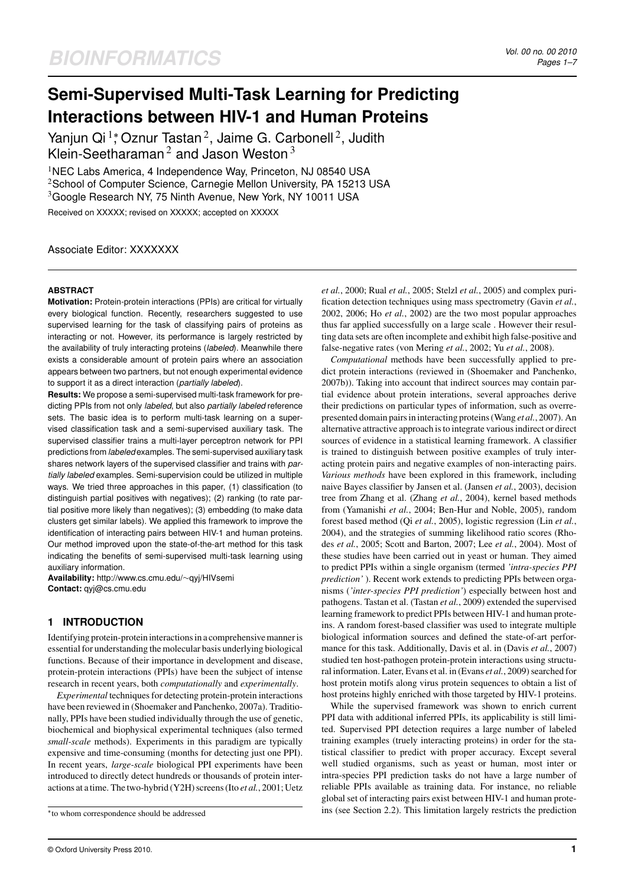# Semi-Supervised Multi-Task Learning for Predicting Interactions between HIV-1 and Human Proteins

Yanjun Qi[1]*, Oznur Tastan[2], Jaime G. Carbonell[2], Judith Klein-Seetharaman[2] and Jason Weston[3]

[1]NEC Labs America, 4 Independence Way, Princeton, NJ 08540 USA
[2]School of Computer Science, Carnegie Mellon University, PA 15213 USA
[3]Google Research NY, 75 Ninth Avenue, New York, NY 10011 USA

Received on XXXXX; revised on XXXXX; accepted on XXXXX

Associate Editor: XXXXXXX

## ABSTRACT

**Motivation:** Protein-protein interactions (PPIs) are critical for virtually every biological function. Recently, researchers suggested to use supervised learning for the task of classifying pairs of proteins as interacting or not. However, its performance is largely restricted by the availability of truly interacting proteins (*labeled*). Meanwhile there exists a considerable amount of protein pairs where an association appears between two partners, but not enough experimental evidence to support it as a direct interaction (*partially labeled*).

**Results:** We propose a semi-supervised multi-task framework for predicting PPIs from not only *labeled*, but also *partially labeled* reference sets. The basic idea is to perform multi-task learning on a supervised classification task and a semi-supervised auxiliary task. The supervised classifier trains a multi-layer perceptron network for PPI predictions from *labeled* examples. The semi-supervised auxiliary task shares network layers of the supervised classifier and trains with *partially labeled* examples. Semi-supervision could be utilized in multiple ways. We tried three approaches in this paper, (1) classification (to distinguish partial positives with negatives); (2) ranking (to rate partial positive more likely than negatives); (3) embedding (to make data clusters get similar labels). We applied this framework to improve the identification of interacting pairs between HIV-1 and human proteins. Our method improved upon the state-of-the-art method for this task indicating the benefits of semi-supervised multi-task learning using auxiliary information.

**Availability:** http://www.cs.cmu.edu/∼qyj/HIVsemi

**Contact:** qyj@cs.cmu.edu

## 1 INTRODUCTION

Identifying protein-protein interactions in a comprehensive manner is essential for understanding the molecular basis underlying biological functions. Because of their importance in development and disease, protein-protein interactions (PPIs) have been the subject of intense research in recent years, both *computationally* and *experimentally*.

*Experimental* techniques for detecting protein-protein interactions have been reviewed in (Shoemaker and Panchenko, 2007a). Traditionally, PPIs have been studied individually through the use of genetic, biochemical and biophysical experimental techniques (also termed *small-scale* methods). Experiments in this paradigm are typically expensive and time-consuming (months for detecting just one PPI). In recent years, *large-scale* biological PPI experiments have been introduced to directly detect hundreds or thousands of protein interactions at a time. The two-hybrid (Y2H) screens (Ito *et al.*, 2001; Uetz *et al.*, 2000; Rual *et al.*, 2005; Stelzl *et al.*, 2005) and complex purification detection techniques using mass spectrometry (Gavin *et al.*, 2002, 2006; Ho *et al.*, 2002) are the two most popular approaches thus far applied successfully on a large scale . However their resulting data sets are often incomplete and exhibit high false-positive and false-negative rates (von Mering *et al.*, 2002; Yu *et al.*, 2008).

*Computational* methods have been successfully applied to predict protein interactions (reviewed in (Shoemaker and Panchenko, 2007b)). Taking into account that indirect sources may contain partial evidence about protein interations, several approaches derive their predictions on particular types of information, such as overrepresented domain pairs in interacting proteins (Wang *et al.*, 2007). An alternative attractive approach is to integrate various indirect or direct sources of evidence in a statistical learning framework. A classifier is trained to distinguish between positive examples of truly interacting protein pairs and negative examples of non-interacting pairs. *Various methods* have been explored in this framework, including naive Bayes classifier by Jansen et al. (Jansen *et al.*, 2003), decision tree from Zhang et al. (Zhang *et al.*, 2004), kernel based methods from (Yamanishi *et al.*, 2004; Ben-Hur and Noble, 2005), random forest based method (Qi *et al.*, 2005), logistic regression (Lin *et al.*, 2004), and the strategies of summing likelihood ratio scores (Rhodes *et al.*, 2005; Scott and Barton, 2007; Lee *et al.*, 2004). Most of these studies have been carried out in yeast or human. They aimed to predict PPIs within a single organism (termed *'intra-species PPI prediction'* ). Recent work extends to predicting PPIs between organisms (*'inter-species PPI prediction'*) especially between host and pathogens. Tastan et al. (Tastan *et al.*, 2009) extended the supervised learning framework to predict PPIs between HIV-1 and human proteins. A random forest-based classifier was used to integrate multiple biological information sources and defined the state-of-art performance for this task. Additionally, Davis et al. in (Davis *et al.*, 2007) studied ten host-pathogen protein-protein interactions using structural information. Later, Evans et al. in (Evans *et al.*, 2009) searched for host protein motifs along virus protein sequences to obtain a list of host proteins highly enriched with those targeted by HIV-1 proteins.

While the supervised framework was shown to enrich current PPI data with additional inferred PPIs, its applicability is still limited. Supervised PPI detection requires a large number of labeled training examples (truely interacting proteins) in order for the statistical classifier to predict with proper accuracy. Except several well studied organisms, such as yeast or human, most inter or intra-species PPI prediction tasks do not have a large number of reliable PPIs available as training data. For instance, no reliable global set of interacting pairs exist between HIV-1 and human proteins (see Section 2.2). This limitation largely restricts the prediction

*to whom correspondence should be addressed

© Oxford University Press 2010.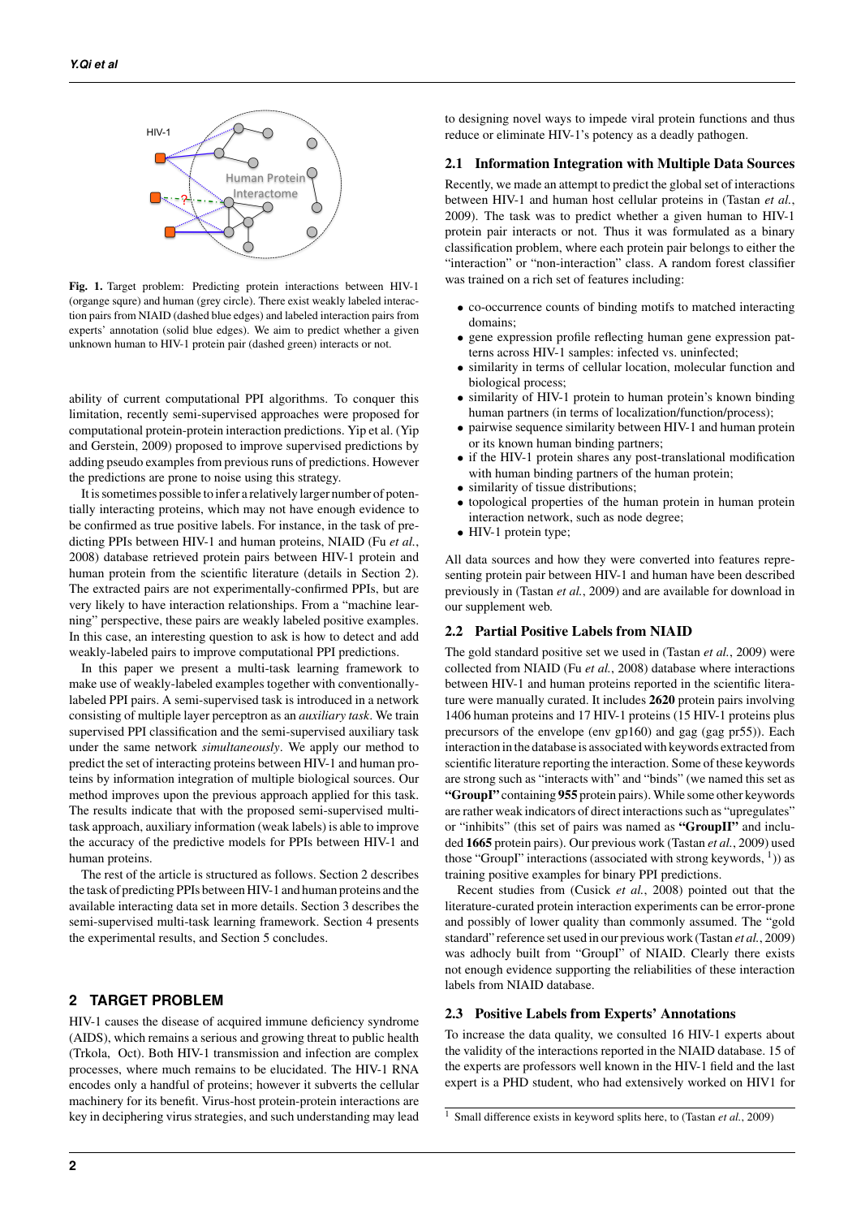Fig. 1. Target problem: Predicting protein interactions between HIV-1 (organge squre) and human (grey circle). There exist weakly labeled interaction pairs from NIAID (dashed blue edges) and labeled interaction pairs from experts' annotation (solid blue edges). We aim to predict whether a given unknown human to HIV-1 protein pair (dashed green) interacts or not.

ability of current computational PPI algorithms. To conquer this limitation, recently semi-supervised approaches were proposed for computational protein-protein interaction predictions. Yip et al. (Yip and Gerstein, 2009) proposed to improve supervised predictions by adding pseudo examples from previous runs of predictions. However the predictions are prone to noise using this strategy.

It is sometimes possible to infer a relatively larger number of potentially interacting proteins, which may not have enough evidence to be confirmed as true positive labels. For instance, in the task of predicting PPIs between HIV-1 and human proteins, NIAID (Fu *et al.*, 2008) database retrieved protein pairs between HIV-1 protein and human protein from the scientific literature (details in Section 2). The extracted pairs are not experimentally-confirmed PPIs, but are very likely to have interaction relationships. From a "machine learning" perspective, these pairs are weakly labeled positive examples. In this case, an interesting question to ask is how to detect and add weakly-labeled pairs to improve computational PPI predictions.

In this paper we present a multi-task learning framework to make use of weakly-labeled examples together with conventionally-labeled PPI pairs. A semi-supervised task is introduced in a network consisting of multiple layer perceptron as an *auxiliary task*. We train supervised PPI classification and the semi-supervised auxiliary task under the same network *simultaneously*. We apply our method to predict the set of interacting proteins between HIV-1 and human proteins by information integration of multiple biological sources. Our method improves upon the previous approach applied for this task. The results indicate that with the proposed semi-supervised multi-task approach, auxiliary information (weak labels) is able to improve the accuracy of the predictive models for PPIs between HIV-1 and human proteins.

The rest of the article is structured as follows. Section 2 describes the task of predicting PPIs between HIV-1 and human proteins and the available interacting data set in more details. Section 3 describes the semi-supervised multi-task learning framework. Section 4 presents the experimental results, and Section 5 concludes.

## 2 TARGET PROBLEM

HIV-1 causes the disease of acquired immune deficiency syndrome (AIDS), which remains a serious and growing threat to public health (Trkola, Oct). Both HIV-1 transmission and infection are complex processes, where much remains to be elucidated. The HIV-1 RNA encodes only a handful of proteins; however it subverts the cellular machinery for its benefit. Virus-host protein-protein interactions are key in deciphering virus strategies, and such understanding may lead to designing novel ways to impede viral protein functions and thus reduce or eliminate HIV-1's potency as a deadly pathogen.

### 2.1 Information Integration with Multiple Data Sources

Recently, we made an attempt to predict the global set of interactions between HIV-1 and human host cellular proteins in (Tastan *et al.*, 2009). The task was to predict whether a given human to HIV-1 protein pair interacts or not. Thus it was formulated as a binary classification problem, where each protein pair belongs to either the "interaction" or "non-interaction" class. A random forest classifier was trained on a rich set of features including:

- co-occurrence counts of binding motifs to matched interacting domains;
- gene expression profile reflecting human gene expression patterns across HIV-1 samples: infected vs. uninfected;
- similarity in terms of cellular location, molecular function and biological process;
- similarity of HIV-1 protein to human protein's known binding human partners (in terms of localization/function/process);
- pairwise sequence similarity between HIV-1 and human protein or its known human binding partners;
- if the HIV-1 protein shares any post-translational modification with human binding partners of the human protein;
- similarity of tissue distributions;
- topological properties of the human protein in human protein interaction network, such as node degree;
- HIV-1 protein type;

All data sources and how they were converted into features representing protein pair between HIV-1 and human have been described previously in (Tastan *et al.*, 2009) and are available for download in our supplement web.

### 2.2 Partial Positive Labels from NIAID

The gold standard positive set we used in (Tastan *et al.*, 2009) were collected from NIAID (Fu *et al.*, 2008) database where interactions between HIV-1 and human proteins reported in the scientific literature were manually curated. It includes **2620** protein pairs involving 1406 human proteins and 17 HIV-1 proteins (15 HIV-1 proteins plus precursors of the envelope (env gp160) and gag (gag pr55)). Each interaction in the database is associated with keywords extracted from scientific literature reporting the interaction. Some of these keywords are strong such as "interacts with" and "binds" (we named this set as **"GroupI"** containing **955** protein pairs). While some other keywords are rather weak indicators of direct interactions such as "upregulates" or "inhibits" (this set of pairs was named as **"GroupII"** and included **1665** protein pairs). Our previous work (Tastan *et al.*, 2009) used those "GroupI" interactions (associated with strong keywords, [1]) as training positive examples for binary PPI predictions.

Recent studies from (Cusick *et al.*, 2008) pointed out that the literature-curated protein interaction experiments can be error-prone and possibly of lower quality than commonly assumed. The "gold standard" reference set used in our previous work (Tastan *et al.*, 2009) was adhocly built from "GroupI" of NIAID. Clearly there exists not enough evidence supporting the reliabilities of these interaction labels from NIAID database.

### 2.3 Positive Labels from Experts' Annotations

To increase the data quality, we consulted 16 HIV-1 experts about the validity of the interactions reported in the NIAID database. 15 of the experts are professors well known in the HIV-1 field and the last expert is a PHD student, who had extensively worked on HIV1 for

[1] Small difference exists in keyword splits here, to (Tastan *et al.*, 2009)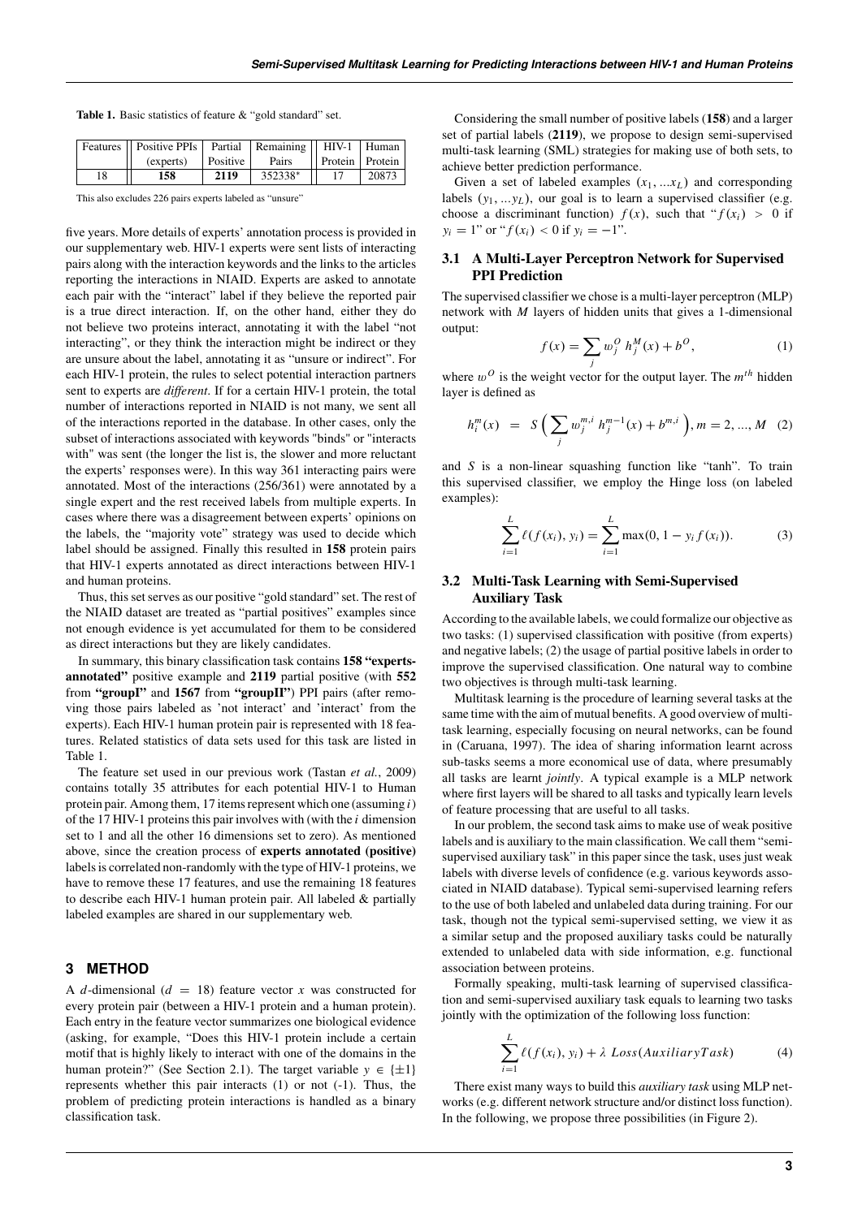**Table 1.** Basic statistics of feature & "gold standard" set.

| Features | Positive PPIs (experts) | Partial Positive | Remaining Pairs | HIV-1 Protein | Human Protein |
|---|---|---|---|---|---|
| 18 | **158** | **2119** | 352338* | 17 | 20873 |

This also excludes 226 pairs experts labeled as "unsure"

five years. More details of experts' annotation process is provided in our supplementary web. HIV-1 experts were sent lists of interacting pairs along with the interaction keywords and the links to the articles reporting the interactions in NIAID. Experts are asked to annotate each pair with the "interact" label if they believe the reported pair is a true direct interaction. If, on the other hand, either they do not believe two proteins interact, annotating it with the label "not interacting", or they think the interaction might be indirect or they are unsure about the label, annotating it as "unsure or indirect". For each HIV-1 protein, the rules to select potential interaction partners sent to experts are *different*. If for a certain HIV-1 protein, the total number of interactions reported in NIAID is not many, we sent all of the interactions reported in the database. In other cases, only the subset of interactions associated with keywords "binds" or "interacts with" was sent (the longer the list is, the slower and more reluctant the experts' responses were). In this way 361 interacting pairs were annotated. Most of the interactions (256/361) were annotated by a single expert and the rest received labels from multiple experts. In cases where there was a disagreement between experts' opinions on the labels, the "majority vote" strategy was used to decide which label should be assigned. Finally this resulted in **158** protein pairs that HIV-1 experts annotated as direct interactions between HIV-1 and human proteins.

Thus, this set serves as our positive "gold standard" set. The rest of the NIAID dataset are treated as "partial positives" examples since not enough evidence is yet accumulated for them to be considered as direct interactions but they are likely candidates.

In summary, this binary classification task contains **158 "experts-annotated"** positive example and **2119** partial positive (with **552** from **"groupI"** and **1567** from **"groupII"**) PPI pairs (after removing those pairs labeled as 'not interact' and 'interact' from the experts). Each HIV-1 human protein pair is represented with 18 features. Related statistics of data sets used for this task are listed in Table 1.

The feature set used in our previous work (Tastan *et al.*, 2009) contains totally 35 attributes for each potential HIV-1 to Human protein pair. Among them, 17 items represent which one (assuming $i$) of the 17 HIV-1 proteins this pair involves with (with the $i$ dimension set to 1 and all the other 16 dimensions set to zero). As mentioned above, since the creation process of **experts annotated (positive)** labels is correlated non-randomly with the type of HIV-1 proteins, we have to remove these 17 features, and use the remaining 18 features to describe each HIV-1 human protein pair. All labeled & partially labeled examples are shared in our supplementary web.

## 3 METHOD

A $d$-dimensional ($d = 18$) feature vector $x$ was constructed for every protein pair (between a HIV-1 protein and a human protein). Each entry in the feature vector summarizes one biological evidence (asking, for example, "Does this HIV-1 protein include a certain motif that is highly likely to interact with one of the domains in the human protein?" (See Section 2.1). The target variable $y \in \{\pm 1\}$ represents whether this pair interacts (1) or not (-1). Thus, the problem of predicting protein interactions is handled as a binary classification task.

Considering the small number of positive labels (**158**) and a larger set of partial labels (**2119**), we propose to design semi-supervised multi-task learning (SML) strategies for making use of both sets, to achieve better prediction performance.

Given a set of labeled examples $(x_1, ...x_L)$ and corresponding labels $(y_1, ...y_L)$, our goal is to learn a supervised classifier (e.g. choose a discriminant function) $f(x)$, such that "$f(x_i) > 0$ if $y_i = 1$" or "$f(x_i) < 0$ if $y_i = -1$".

### 3.1 A Multi-Layer Perceptron Network for Supervised PPI Prediction

The supervised classifier we chose is a multi-layer perceptron (MLP) network with $M$ layers of hidden units that gives a 1-dimensional output:

$$f(x) = \sum_j w_j^O \; h_j^M(x) + b^O, \tag{1}$$

where $w^O$ is the weight vector for the output layer. The $m^{th}$ hidden layer is defined as

$$h_i^m(x) \;\; = \;\; S\Big( \sum_j w_j^{m,i} \; h_j^{m-1}(x) + b^{m,i} \Big), m = 2, ..., M \tag{2}$$

and $S$ is a non-linear squashing function like "tanh". To train this supervised classifier, we employ the Hinge loss (on labeled examples):

$$\sum_{i=1}^{L} \ell(f(x_i), y_i) = \sum_{i=1}^{L} \max(0, 1 - y_i f(x_i)). \tag{3}$$

### 3.2 Multi-Task Learning with Semi-Supervised Auxiliary Task

According to the available labels, we could formalize our objective as two tasks: (1) supervised classification with positive (from experts) and negative labels; (2) the usage of partial positive labels in order to improve the supervised classification. One natural way to combine two objectives is through multi-task learning.

Multitask learning is the procedure of learning several tasks at the same time with the aim of mutual benefits. A good overview of multi-task learning, especially focusing on neural networks, can be found in (Caruana, 1997). The idea of sharing information learnt across sub-tasks seems a more economical use of data, where presumably all tasks are learnt *jointly*. A typical example is a MLP network where first layers will be shared to all tasks and typically learn levels of feature processing that are useful to all tasks.

In our problem, the second task aims to make use of weak positive labels and is auxiliary to the main classification. We call them "semi-supervised auxiliary task" in this paper since the task, uses just weak labels with diverse levels of confidence (e.g. various keywords associated in NIAID database). Typical semi-supervised learning refers to the use of both labeled and unlabeled data during training. For our task, though not the typical semi-supervised setting, we view it as a similar setup and the proposed auxiliary tasks could be naturally extended to unlabeled data with side information, e.g. functional association between proteins.

Formally speaking, multi-task learning of supervised classification and semi-supervised auxiliary task equals to learning two tasks jointly with the optimization of the following loss function:

$$\sum_{i=1}^{L} \ell(f(x_i), y_i) + \lambda \; Loss(AuxiliaryTask) \tag{4}$$

There exist many ways to build this *auxiliary task* using MLP networks (e.g. different network structure and/or distinct loss function). In the following, we propose three possibilities (in Figure 2).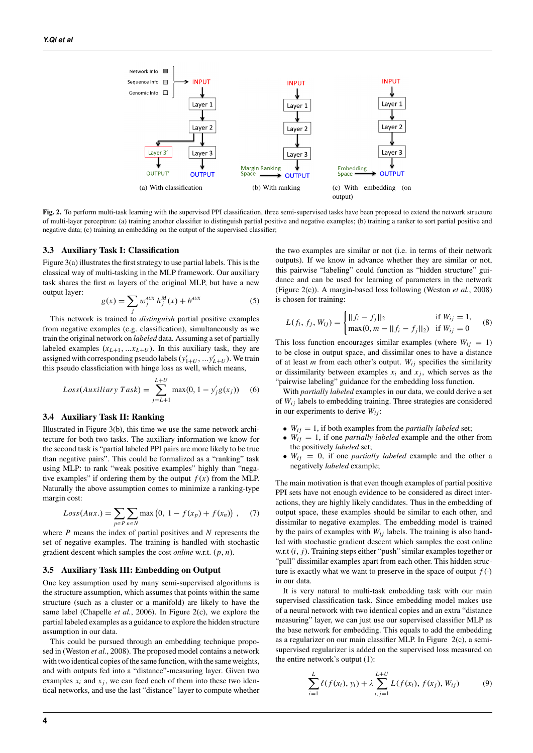Fig. 2. To perform multi-task learning with the supervised PPI classification, three semi-supervised tasks have been proposed to extend the network structure of multi-layer perceptron: (a) training another classifier to distinguish partial positive and negative examples; (b) training a ranker to sort partial positive and negative data; (c) training an embedding on the output of the supervised classifier;

### 3.3 Auxiliary Task I: Classification

Figure 3(a) illustrates the first strategy to use partial labels. This is the classical way of multi-tasking in the MLP framework. Our auxiliary task shares the first $m$ layers of the original MLP, but have a new output layer:

$$g(x) = \sum_j w_j^{AUX} h_j^M(x) + b^{AUX} \quad (5)$$

This network is trained to *distinguish* partial positive examples from negative examples (e.g. classification), simultaneously as we train the original network on *labeled* data. Assuming a set of partially labeled examples $(x_{L+1}, ... x_{L+U})$. In this auxiliary task, they are assigned with corresponding pseudo labels $(y'_{1+U}, ... y'_{L+U})$. We train this pseudo classficiation with hinge loss as well, which means,

$$Loss(Auxiliary\ Task) = \sum_{j=L+1}^{L+U} \max(0, 1 - y'_j g(x_j)) \quad (6)$$

### 3.4 Auxiliary Task II: Ranking

Illustrated in Figure 3(b), this time we use the same network architecture for both two tasks. The auxiliary information we know for the second task is "partial labeled PPI pairs are more likely to be true than negative pairs". This could be formalized as a "ranking" task using MLP: to rank "weak positive examples" highly than "negative examples" if ordering them by the output $f(x)$ from the MLP. Naturally the above assumption comes to minimize a ranking-type margin cost:

$$Loss(Aux.) = \sum_{p \in P} \sum_{n \in N} \max\left(0,\ 1 - f(x_p) + f(x_n)\right), \quad (7)$$

where $P$ means the index of partial positives and $N$ represents the set of negative examples. The training is handled with stochastic gradient descent which samples the cost *online* w.r.t. $(p, n)$.

### 3.5 Auxiliary Task III: Embedding on Output

One key assumption used by many semi-supervised algorithms is the structure assumption, which assumes that points within the same structure (such as a cluster or a manifold) are likely to have the same label (Chapelle *et al.*, 2006). In Figure 2(c), we explore the partial labeled examples as a guidance to explore the hidden structure assumption in our data.

This could be pursued through an embedding technique proposed in (Weston *et al.*, 2008). The proposed model contains a network with two identical copies of the same function, with the same weights, and with outputs fed into a "distance"-measuring layer. Given two examples $x_i$ and $x_j$, we can feed each of them into these two identical networks, and use the last "distance" layer to compute whether the two examples are similar or not (i.e. in terms of their network outputs). If we know in advance whether they are similar or not, this pairwise "labeling" could function as "hidden structure" guidance and can be used for learning of parameters in the network (Figure 2(c)). A margin-based loss following (Weston *et al.*, 2008) is chosen for training:

$$L(f_i, f_j, W_{ij}) = \begin{cases} \|f_i - f_j\|_2 & \text{if } W_{ij} = 1, \\ \max(0, m - \|f_i - f_j\|_2) & \text{if } W_{ij} = 0 \end{cases} \quad (8)$$

This loss function encourages similar examples (where $W_{ij} = 1$) to be close in output space, and dissimilar ones to have a distance of at least $m$ from each other's output. $W_{ij}$ specifies the similarity or dissimilarity between examples $x_i$ and $x_j$, which serves as the "pairwise labeling" guidance for the embedding loss function.

With *partially labeled* examples in our data, we could derive a set of $W_{ij}$ labels to embedding training. Three strategies are considered in our experiments to derive $W_{ij}$:

- $W_{ij} = 1$, if both examples from the *partially labeled* set;
- $W_{ij} = 1$, if one *partially labeled* example and the other from the positively *labeled* set;
- $W_{ij} = 0$, if one *partially labeled* example and the other a negatively *labeled* example;

The main motivation is that even though examples of partial positive PPI sets have not enough evidence to be considered as direct interactions, they are highly likely candidates. Thus in the embedding of output space, these examples should be similar to each other, and dissimilar to negative examples. The embedding model is trained by the pairs of examples with $W_{ij}$ labels. The training is also handled with stochastic gradient descent which samples the cost online w.r.t $(i, j)$. Training steps either "push" similar examples together or "pull" dissimilar examples apart from each other. This hidden structure is exactly what we want to preserve in the space of output $f(\cdot)$ in our data.

It is very natural to multi-task embedding task with our main supervised classification task. Since embedding model makes use of a neural network with two identical copies and an extra "distance measuring" layer, we can just use our supervised classifier MLP as the base network for embedding. This equals to add the embedding as a regularizer on our main classifier MLP. In Figure 2(c), a semi-supervised regularizer is added on the supervised loss measured on the entire network's output (1):

$$\sum_{i=1}^{L} \ell(f(x_i), y_i) + \lambda \sum_{i,j=1}^{L+U} L(f(x_i), f(x_j), W_{ij}) \quad (9)$$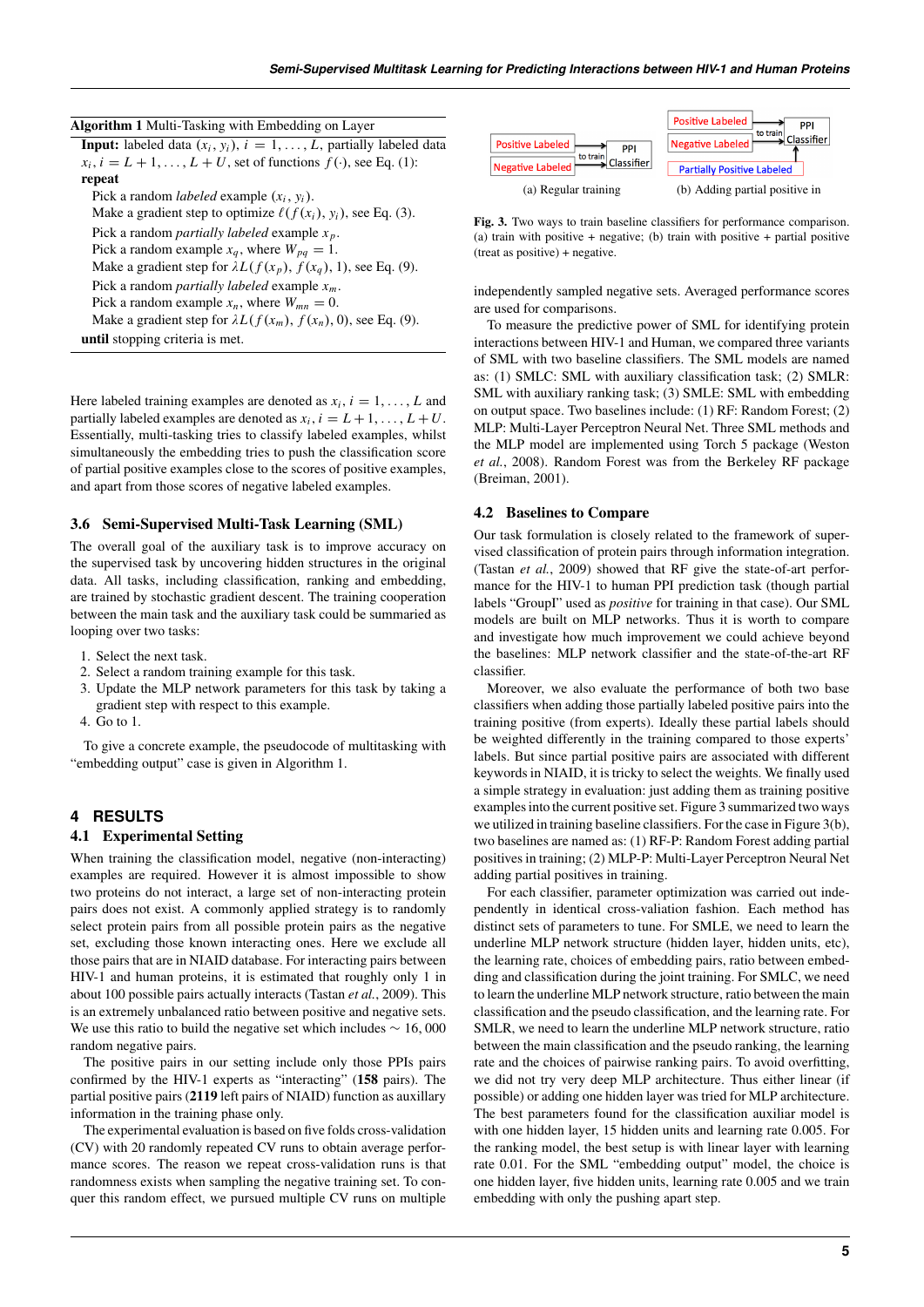**Algorithm 1** Multi-Tasking with Embedding on Layer

**Input:** labeled data $(x_i, y_i)$, $i = 1, \ldots, L$, partially labeled data $x_i, i = L+1, \ldots, L+U$, set of functions $f(\cdot)$, see Eq. (1):
**repeat**
  Pick a random *labeled* example $(x_i, y_i)$.
  Make a gradient step to optimize $\ell(f(x_i), y_i)$, see Eq. (3).
  Pick a random *partially labeled* example $x_p$.
  Pick a random example $x_q$, where $W_{pq} = 1$.
  Make a gradient step for $\lambda L(f(x_p), f(x_q), 1)$, see Eq. (9).
  Pick a random *partially labeled* example $x_m$.
  Pick a random example $x_n$, where $W_{mn} = 0$.
  Make a gradient step for $\lambda L(f(x_m), f(x_n), 0)$, see Eq. (9).
**until** stopping criteria is met.

Here labeled training examples are denoted as $x_i, i = 1, \ldots, L$ and partially labeled examples are denoted as $x_i, i = L+1, \ldots, L+U$. Essentially, multi-tasking tries to classify labeled examples, whilst simultaneously the embedding tries to push the classification score of partial positive examples close to the scores of positive examples, and apart from those scores of negative labeled examples.

### 3.6 Semi-Supervised Multi-Task Learning (SML)

The overall goal of the auxiliary task is to improve accuracy on the supervised task by uncovering hidden structures in the original data. All tasks, including classification, ranking and embedding, are trained by stochastic gradient descent. The training cooperation between the main task and the auxiliary task could be summaried as looping over two tasks:

1. Select the next task.
2. Select a random training example for this task.
3. Update the MLP network parameters for this task by taking a gradient step with respect to this example.
4. Go to 1.

To give a concrete example, the pseudocode of multitasking with "embedding output" case is given in Algorithm 1.

## 4 RESULTS

### 4.1 Experimental Setting

When training the classification model, negative (non-interacting) examples are required. However it is almost impossible to show two proteins do not interact, a large set of non-interacting protein pairs does not exist. A commonly applied strategy is to randomly select protein pairs from all possible protein pairs as the negative set, excluding those known interacting ones. Here we exclude all those pairs that are in NIAID database. For interacting pairs between HIV-1 and human proteins, it is estimated that roughly only 1 in about 100 possible pairs actually interacts (Tastan *et al.*, 2009). This is an extremely unbalanced ratio between positive and negative sets. We use this ratio to build the negative set which includes $\sim 16,000$ random negative pairs.

The positive pairs in our setting include only those PPIs pairs confirmed by the HIV-1 experts as "interacting" (**158** pairs). The partial positive pairs (**2119** left pairs of NIAID) function as auxillary information in the training phase only.

The experimental evaluation is based on five folds cross-validation (CV) with 20 randomly repeated CV runs to obtain average performance scores. The reason we repeat cross-validation runs is that randomness exists when sampling the negative training set. To conquer this random effect, we pursued multiple CV runs on multiple independently sampled negative sets. Averaged performance scores are used for comparisons.

To measure the predictive power of SML for identifying protein interactions between HIV-1 and Human, we compared three variants of SML with two baseline classifiers. The SML models are named as: (1) SMLC: SML with auxiliary classification task; (2) SMLR: SML with auxiliary ranking task; (3) SMLE: SML with embedding on output space. Two baselines include: (1) RF: Random Forest; (2) MLP: Multi-Layer Perceptron Neural Net. Three SML methods and the MLP model are implemented using Torch 5 package (Weston *et al.*, 2008). Random Forest was from the Berkeley RF package (Breiman, 2001).

**Fig. 3.** Two ways to train baseline classifiers for performance comparison. (a) train with positive + negative; (b) train with positive + partial positive (treat as positive) + negative.

### 4.2 Baselines to Compare

Our task formulation is closely related to the framework of supervised classification of protein pairs through information integration. (Tastan *et al.*, 2009) showed that RF give the state-of-art performance for the HIV-1 to human PPI prediction task (though partial labels "GroupI" used as *positive* for training in that case). Our SML models are built on MLP networks. Thus it is worth to compare and investigate how much improvement we could achieve beyond the baselines: MLP network classifier and the state-of-the-art RF classifier.

Moreover, we also evaluate the performance of both two base classifiers when adding those partially labeled positive pairs into the training positive (from experts). Ideally these partial labels should be weighted differently in the training compared to those experts' labels. But since partial positive pairs are associated with different keywords in NIAID, it is tricky to select the weights. We finally used a simple strategy in evaluation: just adding them as training positive examples into the current positive set. Figure 3 summarized two ways we utilized in training baseline classifiers. For the case in Figure 3(b), two baselines are named as: (1) RF-P: Random Forest adding partial positives in training; (2) MLP-P: Multi-Layer Perceptron Neural Net adding partial positives in training.

For each classifier, parameter optimization was carried out independently in identical cross-validation fashion. Each method has distinct sets of parameters to tune. For SMLE, we need to learn the underline MLP network structure (hidden layer, hidden units, etc), the learning rate, choices of embedding pairs, ratio between embedding and classification during the joint training. For SMLC, we need to learn the underline MLP network structure, ratio between the main classification and the pseudo classification, and the learning rate. For SMLR, we need to learn the underline MLP network structure, ratio between the main classification and the pseudo ranking, the learning rate and the choices of pairwise ranking pairs. To avoid overfitting, we did not try very deep MLP architecture. Thus either linear (if possible) or adding one hidden layer was tried for MLP architecture. The best parameters found for the classification auxiliar model is with one hidden layer, 15 hidden units and learning rate 0.005. For the ranking model, the best setup is with linear layer with learning rate 0.01. For the SML "embedding output" model, the choice is one hidden layer, five hidden units, learning rate 0.005 and we train embedding with only the pushing apart step.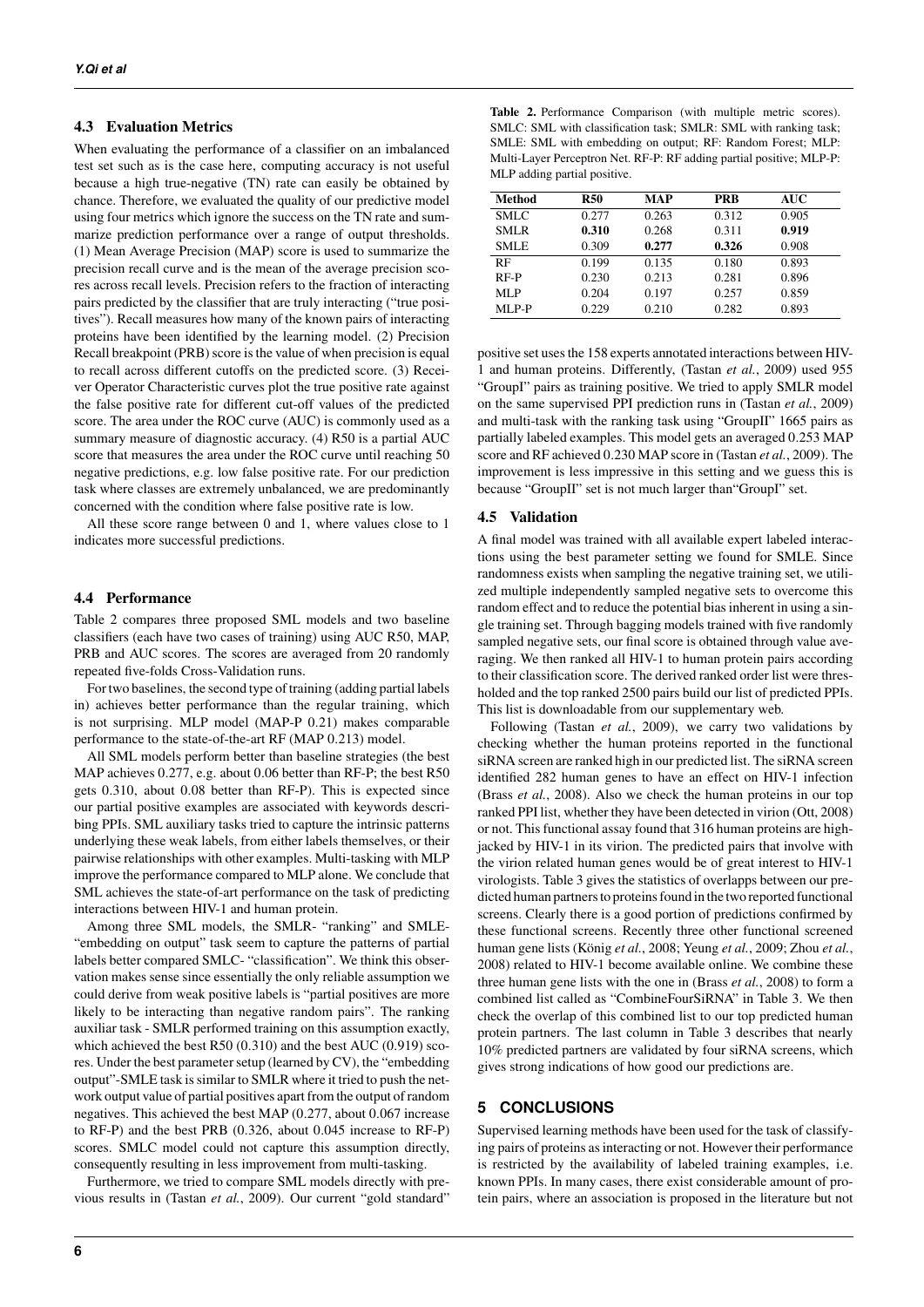### 4.3 Evaluation Metrics

When evaluating the performance of a classifier on an imbalanced test set such as is the case here, computing accuracy is not useful because a high true-negative (TN) rate can easily be obtained by chance. Therefore, we evaluated the quality of our predictive model using four metrics which ignore the success on the TN rate and summarize prediction performance over a range of output thresholds. (1) Mean Average Precision (MAP) score is used to summarize the precision recall curve and is the mean of the average precision scores across recall levels. Precision refers to the fraction of interacting pairs predicted by the classifier that are truly interacting ("true positives"). Recall measures how many of the known pairs of interacting proteins have been identified by the learning model. (2) Precision Recall breakpoint (PRB) score is the value of when precision is equal to recall across different cutoffs on the predicted score. (3) Receiver Operator Characteristic curves plot the true positive rate against the false positive rate for different cut-off values of the predicted score. The area under the ROC curve (AUC) is commonly used as a summary measure of diagnostic accuracy. (4) R50 is a partial AUC score that measures the area under the ROC curve until reaching 50 negative predictions, e.g. low false positive rate. For our prediction task where classes are extremely unbalanced, we are predominantly concerned with the condition where false positive rate is low.

All these score range between 0 and 1, where values close to 1 indicates more successful predictions.

### 4.4 Performance

Table 2 compares three proposed SML models and two baseline classifiers (each have two cases of training) using AUC R50, MAP, PRB and AUC scores. The scores are averaged from 20 randomly repeated five-folds Cross-Validation runs.

For two baselines, the second type of training (adding partial labels in) achieves better performance than the regular training, which is not surprising. MLP model (MAP-P 0.21) makes comparable performance to the state-of-the-art RF (MAP 0.213) model.

All SML models perform better than baseline strategies (the best MAP achieves 0.277, e.g. about 0.06 better than RF-P; the best R50 gets 0.310, about 0.08 better than RF-P). This is expected since our partial positive examples are associated with keywords describing PPIs. SML auxiliary tasks tried to capture the intrinsic patterns underlying these weak labels, from either labels themselves, or their pairwise relationships with other examples. Multi-tasking with MLP improve the performance compared to MLP alone. We conclude that SML achieves the state-of-art performance on the task of predicting interactions between HIV-1 and human protein.

Among three SML models, the SMLR- "ranking" and SMLE- "embedding on output" task seem to capture the patterns of partial labels better compared SMLC- "classification". We think this observation makes sense since essentially the only reliable assumption we could derive from weak positive labels is "partial positives are more likely to be interacting than negative random pairs". The ranking auxiliar task - SMLR performed training on this assumption exactly, which achieved the best R50 (0.310) and the best AUC (0.919) scores. Under the best parameter setup (learned by CV), the "embedding output"-SMLE task is similar to SMLR where it tried to push the network output value of partial positives apart from the output of random negatives. This achieved the best MAP (0.277, about 0.067 increase to RF-P) and the best PRB (0.326, about 0.045 increase to RF-P) scores. SMLC model could not capture this assumption directly, consequently resulting in less improvement from multi-tasking.

Furthermore, we tried to compare SML models directly with previous results in (Tastan *et al.*, 2009). Our current "gold standard" positive set uses the 158 experts annotated interactions between HIV-1 and human proteins. Differently, (Tastan *et al.*, 2009) used 955 "GroupI" pairs as training positive. We tried to apply SMLR model on the same supervised PPI prediction runs in (Tastan *et al.*, 2009) and multi-task with the ranking task using "GroupII" 1665 pairs as partially labeled examples. This model gets an averaged 0.253 MAP score and RF achieved 0.230 MAP score in (Tastan *et al.*, 2009). The improvement is less impressive in this setting and we guess this is because "GroupII" set is not much larger than"GroupI" set.

**Table 2.** Performance Comparison (with multiple metric scores). SMLC: SML with classification task; SMLR: SML with ranking task; SMLE: SML with embedding on output; RF: Random Forest; MLP: Multi-Layer Perceptron Net. RF-P: RF adding partial positive; MLP-P: MLP adding partial positive.

| Method | R50 | MAP | PRB | AUC |
|---|---|---|---|---|
| SMLC | 0.277 | 0.263 | 0.312 | 0.905 |
| SMLR | **0.310** | 0.268 | 0.311 | **0.919** |
| SMLE | 0.309 | **0.277** | **0.326** | 0.908 |
| RF | 0.199 | 0.135 | 0.180 | 0.893 |
| RF-P | 0.230 | 0.213 | 0.281 | 0.896 |
| MLP | 0.204 | 0.197 | 0.257 | 0.859 |
| MLP-P | 0.229 | 0.210 | 0.282 | 0.893 |

### 4.5 Validation

A final model was trained with all available expert labeled interactions using the best parameter setting we found for SMLE. Since randomness exists when sampling the negative training set, we utilized multiple independently sampled negative sets to overcome this random effect and to reduce the potential bias inherent in using a single training set. Through bagging models trained with five randomly sampled negative sets, our final score is obtained through value averaging. We then ranked all HIV-1 to human protein pairs according to their classification score. The derived ranked order list were thresholded and the top ranked 2500 pairs build our list of predicted PPIs. This list is downloadable from our supplementary web.

Following (Tastan *et al.*, 2009), we carry two validations by checking whether the human proteins reported in the functional siRNA screen are ranked high in our predicted list. The siRNA screen identified 282 human genes to have an effect on HIV-1 infection (Brass *et al.*, 2008). Also we check the human proteins in our top ranked PPI list, whether they have been detected in virion (Ott, 2008) or not. This functional assay found that 316 human proteins are high-jacked by HIV-1 in its virion. The predicted pairs that involve with the virion related human genes would be of great interest to HIV-1 virologists. Table 3 gives the statistics of overlapps between our predicted human partners to proteins found in the two reported functional screens. Clearly there is a good portion of predictions confirmed by these functional screens. Recently three other functional screened human gene lists (König *et al.*, 2008; Yeung *et al.*, 2009; Zhou *et al.*, 2008) related to HIV-1 become available online. We combine these three human gene lists with the one in (Brass *et al.*, 2008) to form a combined list called as "CombineFourSiRNA" in Table 3. We then check the overlap of this combined list to our top predicted human protein partners. The last column in Table 3 describes that nearly 10% predicted partners are validated by four siRNA screens, which gives strong indications of how good our predictions are.

## 5 CONCLUSIONS

Supervised learning methods have been used for the task of classifying pairs of proteins as interacting or not. However their performance is restricted by the availability of labeled training examples, i.e. known PPIs. In many cases, there exist considerable amount of protein pairs, where an association is proposed in the literature but not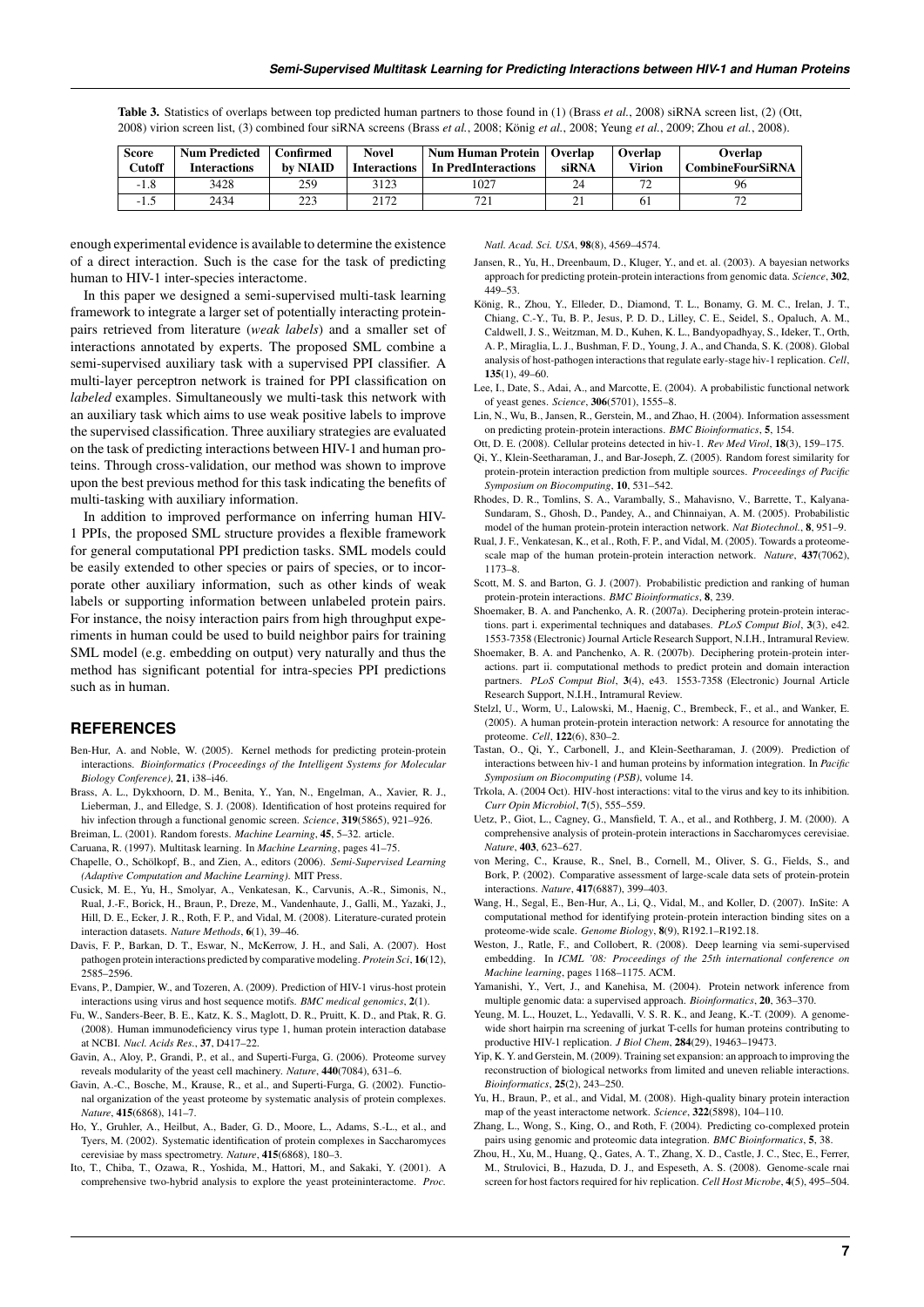**Table 3.** Statistics of overlaps between top predicted human partners to those found in (1) (Brass *et al.*, 2008) siRNA screen list, (2) (Ott, 2008) virion screen list, (3) combined four siRNA screens (Brass *et al.*, 2008; König *et al.*, 2008; Yeung *et al.*, 2009; Zhou *et al.*, 2008).

| Score Cutoff | Num Predicted Interactions | Confirmed by NIAID | Novel Interactions | Num Human Protein In PredInteractions | Overlap siRNA | Overlap Virion | Overlap CombineFourSiRNA |
|---|---|---|---|---|---|---|---|
| -1.8 | 3428 | 259 | 3123 | 1027 | 24 | 72 | 96 |
| -1.5 | 2434 | 223 | 2172 | 721 | 21 | 61 | 72 |

enough experimental evidence is available to determine the existence of a direct interaction. Such is the case for the task of predicting human to HIV-1 inter-species interactome.

In this paper we designed a semi-supervised multi-task learning framework to integrate a larger set of potentially interacting protein-pairs retrieved from literature (*weak labels*) and a smaller set of interactions annotated by experts. The proposed SML combine a semi-supervised auxiliary task with a supervised PPI classifier. A multi-layer perceptron network is trained for PPI classification on *labeled* examples. Simultaneously we multi-task this network with an auxiliary task which aims to use weak positive labels to improve the supervised classification. Three auxiliary strategies are evaluated on the task of predicting interactions between HIV-1 and human proteins. Through cross-validation, our method was shown to improve upon the best previous method for this task indicating the benefits of multi-tasking with auxiliary information.

In addition to improved performance on inferring human HIV-1 PPIs, the proposed SML structure provides a flexible framework for general computational PPI prediction tasks. SML models could be easily extended to other species or pairs of species, or to incorporate other auxiliary information, such as other kinds of weak labels or supporting information between unlabeled protein pairs. For instance, the noisy interaction pairs from high throughput experiments in human could be used to build neighbor pairs for training SML model (e.g. embedding on output) very naturally and thus the method has significant potential for intra-species PPI predictions such as in human.

## REFERENCES

Ben-Hur, A. and Noble, W. (2005). Kernel methods for predicting protein-protein interactions. *Bioinformatics (Proceedings of the Intelligent Systems for Molecular Biology Conference)*, **21**, i38–i46.

Brass, A. L., Dykxhoorn, D. M., Benita, Y., Yan, N., Engelman, A., Xavier, R. J., Lieberman, J., and Elledge, S. J. (2008). Identification of host proteins required for hiv infection through a functional genomic screen. *Science*, **319**(5865), 921–926.

Breiman, L. (2001). Random forests. *Machine Learning*, **45**, 5–32. article.

Caruana, R. (1997). Multitask learning. In *Machine Learning*, pages 41–75.

Chapelle, O., Schölkopf, B., and Zien, A., editors (2006). *Semi-Supervised Learning (Adaptive Computation and Machine Learning)*. MIT Press.

Cusick, M. E., Yu, H., Smolyar, A., Venkatesan, K., Carvunis, A.-R., Simonis, N., Rual, J.-F., Borick, H., Braun, P., Dreze, M., Vandenhaute, J., Galli, M., Yazaki, J., Hill, D. E., Ecker, J. R., Roth, F. P., and Vidal, M. (2008). Literature-curated protein interaction datasets. *Nature Methods*, **6**(1), 39–46.

Davis, F. P., Barkan, D. T., Eswar, N., McKerrow, J. H., and Sali, A. (2007). Host pathogen protein interactions predicted by comparative modeling. *Protein Sci*, **16**(12), 2585–2596.

Evans, P., Dampier, W., and Tozeren, A. (2009). Prediction of HIV-1 virus-host protein interactions using virus and host sequence motifs. *BMC medical genomics*, **2**(1).

Fu, W., Sanders-Beer, B. E., Katz, K. S., Maglott, D. R., Pruitt, K. D., and Ptak, R. G. (2008). Human immunodeficiency virus type 1, human protein interaction database at NCBI. *Nucl. Acids Res.*, **37**, D417–22.

Gavin, A., Aloy, P., Grandi, P., et al., and Superti-Furga, G. (2006). Proteome survey reveals modularity of the yeast cell machinery. *Nature*, **440**(7084), 631–6.

Gavin, A.-C., Bosche, M., Krause, R., et al., and Superti-Furga, G. (2002). Functional organization of the yeast proteome by systematic analysis of protein complexes. *Nature*, **415**(6868), 141–7.

Ho, Y., Gruhler, A., Heilbut, A., Bader, G. D., Moore, L., Adams, S.-L., et al., and Tyers, M. (2002). Systematic identification of protein complexes in Saccharomyces cerevisiae by mass spectrometry. *Nature*, **415**(6868), 180–3.

Ito, T., Chiba, T., Ozawa, R., Yoshida, M., Hattori, M., and Sakaki, Y. (2001). A comprehensive two-hybrid analysis to explore the yeast proteininteractome. *Proc. Natl. Acad. Sci. USA*, **98**(8), 4569–4574.

Jansen, R., Yu, H., Dreenbaum, D., Kluger, Y., and et. al. (2003). A bayesian networks approach for predicting protein-protein interactions from genomic data. *Science*, **302**, 449–53.

König, R., Zhou, Y., Elleder, D., Diamond, T. L., Bonamy, G. M. C., Irelan, J. T., Chiang, C.-Y., Tu, B. P., Jesus, P. D. D., Lilley, C. E., Seidel, S., Opaluch, A. M., Caldwell, J. S., Weitzman, M. D., Kuhen, K. L., Bandyopadhyay, S., Ideker, T., Orth, A. P., Miraglia, L. J., Bushman, F. D., Young, J. A., and Chanda, S. K. (2008). Global analysis of host-pathogen interactions that regulate early-stage hiv-1 replication. *Cell*, **135**(1), 49–60.

Lee, I., Date, S., Adai, A., and Marcotte, E. (2004). A probabilistic functional network of yeast genes. *Science*, **306**(5701), 1555–8.

Lin, N., Wu, B., Jansen, R., Gerstein, M., and Zhao, H. (2004). Information assessment on predicting protein-protein interactions. *BMC Bioinformatics*, **5**, 154.

Ott, D. E. (2008). Cellular proteins detected in hiv-1. *Rev Med Virol*, **18**(3), 159–175.

Qi, Y., Klein-Seetharaman, J., and Bar-Joseph, Z. (2005). Random forest similarity for protein-protein interaction prediction from multiple sources. *Proceedings of Pacific Symposium on Biocomputing*, **10**, 531–542.

Rhodes, D. R., Tomlins, S. A., Varambally, S., Mahavisno, V., Barrette, T., Kalyana-Sundaram, S., Ghosh, D., Pandey, A., and Chinnaiyan, A. M. (2005). Probabilistic model of the human protein-protein interaction network. *Nat Biotechnol.*, **8**, 951–9.

Rual, J. F., Venkatesan, K., et al., Roth, F. P., and Vidal, M. (2005). Towards a proteome-scale map of the human protein-protein interaction network. *Nature*, **437**(7062), 1173–8.

Scott, M. S. and Barton, G. J. (2007). Probabilistic prediction and ranking of human protein-protein interactions. *BMC Bioinformatics*, **8**, 239.

Shoemaker, B. A. and Panchenko, A. R. (2007a). Deciphering protein-protein interactions. part i. experimental techniques and databases. *PLoS Comput Biol*, **3**(3), e42. 1553-7358 (Electronic) Journal Article Research Support, N.I.H., Intramural Review.

Shoemaker, B. A. and Panchenko, A. R. (2007b). Deciphering protein-protein interactions. part ii. computational methods to predict protein and domain interaction partners. *PLoS Comput Biol*, **3**(4), e43. 1553-7358 (Electronic) Journal Article Research Support, N.I.H., Intramural Review.

Stelzl, U., Worm, U., Lalowski, M., Haenig, C., Brembeck, F., et al., and Wanker, E. (2005). A human protein-protein interaction network: A resource for annotating the proteome. *Cell*, **122**(6), 830–2.

Tastan, O., Qi, Y., Carbonell, J., and Klein-Seetharaman, J. (2009). Prediction of interactions between hiv-1 and human proteins by information integration. In *Pacific Symposium on Biocomputing (PSB)*, volume 14.

Trkola, A. (2004 Oct). HIV-host interactions: vital to the virus and key to its inhibition. *Curr Opin Microbiol*, **7**(5), 555–559.

Uetz, P., Giot, L., Cagney, G., Mansfield, T. A., et al., and Rothberg, J. M. (2000). A comprehensive analysis of protein-protein interactions in Saccharomyces cerevisiae. *Nature*, **403**, 623–627.

von Mering, C., Krause, R., Snel, B., Cornell, M., Oliver, S. G., Fields, S., and Bork, P. (2002). Comparative assessment of large-scale data sets of protein-protein interactions. *Nature*, **417**(6887), 399–403.

Wang, H., Segal, E., Ben-Hur, A., Li, Q., Vidal, M., and Koller, D. (2007). InSite: A computational method for identifying protein-protein interaction binding sites on a proteome-wide scale. *Genome Biology*, **8**(9), R192.1–R192.18.

Weston, J., Ratle, F., and Collobert, R. (2008). Deep learning via semi-supervised embedding. In *ICML '08: Proceedings of the 25th international conference on Machine learning*, pages 1168–1175. ACM.

Yamanishi, Y., Vert, J., and Kanehisa, M. (2004). Protein network inference from multiple genomic data: a supervised approach. *Bioinformatics*, **20**, 363–370.

Yeung, M. L., Houzet, L., Yedavalli, V. S. R. K., and Jeang, K.-T. (2009). A genome-wide short hairpin rna screening of jurkat T-cells for human proteins contributing to productive HIV-1 replication. *J Biol Chem*, **284**(29), 19463–19473.

Yip, K. Y. and Gerstein, M. (2009). Training set expansion: an approach to improving the reconstruction of biological networks from limited and uneven reliable interactions. *Bioinformatics*, **25**(2), 243–250.

Yu, H., Braun, P., et al., and Vidal, M. (2008). High-quality binary protein interaction map of the yeast interactome network. *Science*, **322**(5898), 104–110.

Zhang, L., Wong, S., King, O., and Roth, F. (2004). Predicting co-complexed protein pairs using genomic and proteomic data integration. *BMC Bioinformatics*, **5**, 38.

Zhou, H., Xu, M., Huang, Q., Gates, A. T., Zhang, X. D., Castle, J. C., Stec, E., Ferrer, M., Strulovici, B., Hazuda, D. J., and Espeseth, A. S. (2008). Genome-scale rnai screen for host factors required for hiv replication. *Cell Host Microbe*, **4**(5), 495–504.